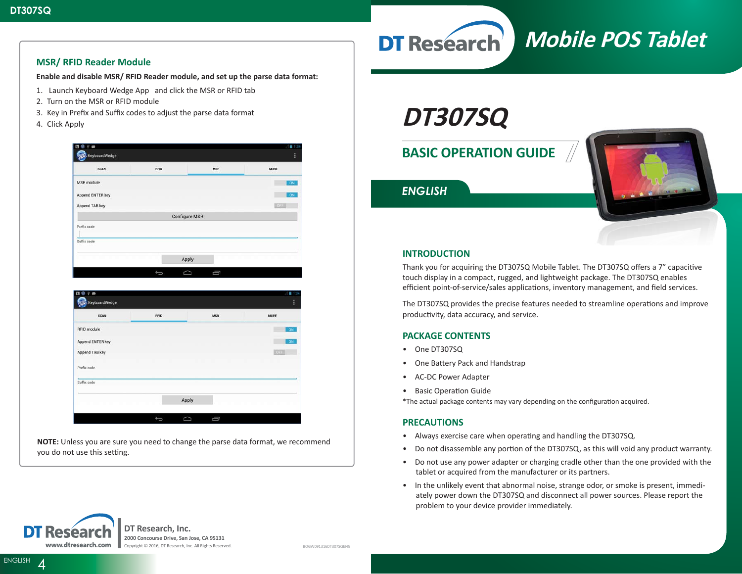## MSR/ RFID Reader Module

**Enable and disable MSR/ RFID Reader module, and set up the parse data format:**

1. Launch Keyboard Wedge App and click the MSR or RFID tab
2. Turn on the MSR or RFID module
3. Key in Prefix and Suffix codes to adjust the parse data format
4. Click Apply

**NOTE:** Unless you are sure you need to change the parse data format, we recommend you do not use this setting.

DT Research, Inc.
2000 Concourse Drive, San Jose, CA 95131
Copyright © 2016, DT Research, Inc. All Rights Reserved.

www.dtresearch.com

BOGW091316DT307SQENG

# DT Research Mobile POS Tablet

# DT307SQ

## BASIC OPERATION GUIDE

*ENGLISH*

### INTRODUCTION

Thank you for acquiring the DT307SQ Mobile Tablet. The DT307SQ offers a 7" capacitive touch display in a compact, rugged, and lightweight package. The DT307SQ enables efficient point-of-service/sales applications, inventory management, and field services.

The DT307SQ provides the precise features needed to streamline operations and improve productivity, data accuracy, and service.

### PACKAGE CONTENTS

- One DT307SQ
- One Battery Pack and Handstrap
- AC-DC Power Adapter
- Basic Operation Guide

*The actual package contents may vary depending on the configuration acquired.

### PRECAUTIONS

- Always exercise care when operating and handling the DT307SQ.
- Do not disassemble any portion of the DT307SQ, as this will void any product warranty.
- Do not use any power adapter or charging cradle other than the one provided with the tablet or acquired from the manufacturer or its partners.
- In the unlikely event that abnormal noise, strange odor, or smoke is present, immediately power down the DT307SQ and disconnect all power sources. Please report the problem to your device provider immediately.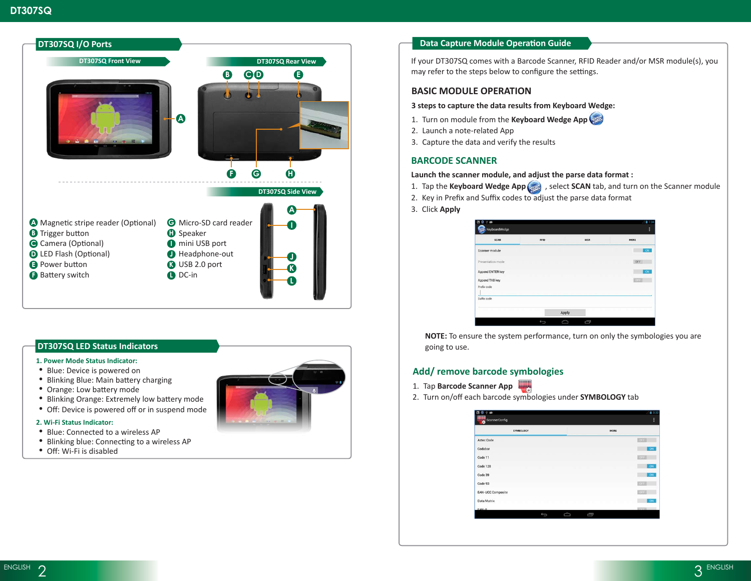## DT307SQ I/O Ports

DT307SQ Front View

DT307SQ Rear View

DT307SQ Side View

- A Magnetic stripe reader (Optional)
- B Trigger button
- C Camera (Optional)
- D LED Flash (Optional)
- E Power button
- F Battery switch
- G Micro-SD card reader
- H Speaker
- I mini USB port
- J Headphone-out
- K USB 2.0 port
- L DC-in

## DT307SQ LED Status Indicators

**1. Power Mode Status Indicator:**

- Blue: Device is powered on
- Blinking Blue: Main battery charging
- Orange: Low battery mode
- Blinking Orange: Extremely low battery mode
- Off: Device is powered off or in suspend mode

**2. Wi-Fi Status Indicator:**

- Blue: Connected to a wireless AP
- Blinking blue: Connecting to a wireless AP
- Off: Wi-Fi is disabled

## Data Capture Module Operation Guide

If your DT307SQ comes with a Barcode Scanner, RFID Reader and/or MSR module(s), you may refer to the steps below to configure the settings.

### BASIC MODULE OPERATION

**3 steps to capture the data results from Keyboard Wedge:**

1. Turn on module from the **Keyboard Wedge App**
2. Launch a note-related App
3. Capture the data and verify the results

### BARCODE SCANNER

**Launch the scanner module, and adjust the parse data format :**

1. Tap the **Keyboard Wedge App** , select **SCAN** tab, and turn on the Scanner module
2. Key in Prefix and Suffix codes to adjust the parse data format
3. Click **Apply**

KeyboardWedge

SCAN RFID MSR MORE

Scanner module ON

Presentation mode OFF

Append ENTER key ON

Append TAB key OFF

Prefix code

Suffix code

Apply

**NOTE:** To ensure the system performance, turn on only the symbologies you are going to use.

### Add/ remove barcode symbologies

1. Tap **Barcode Scanner App**
2. Turn on/off each barcode symbologies under **SYMBOLOGY** tab

ScannerConfig

SYMBOLOGY MORE

Aztec Code OFF

Codabar ON

Code 11 OFF

Code 128 ON

Code 39 ON

Code 93 OFF

EAN-UCC Composite OFF

Data Matrix ON